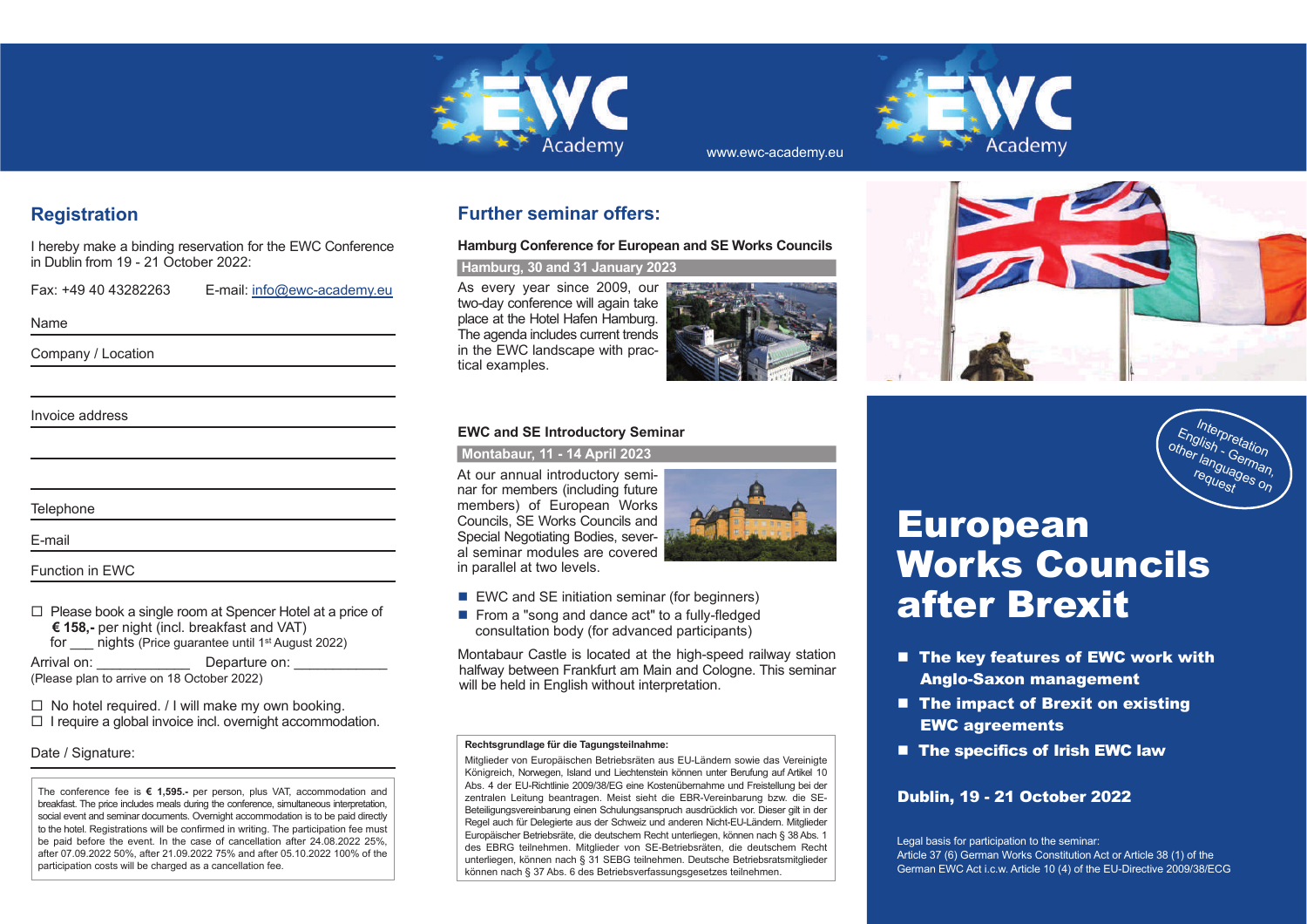EWC Academy

www.ewc-academy.eu

EWC Academy

## Registration

I hereby make a binding reservation for the EWC Conference in Dublin from 19 - 21 October 2022:

Fax: +49 40 43282263  E-mail: info@ewc-academy.eu

Name

Company / Location

Invoice address

Telephone

E-mail

Function in EWC

☐ Please book a single room at Spencer Hotel at a price of **€ 158,-** per night (incl. breakfast and VAT) for ___ nights (Price guarantee until 1st August 2022)

Arrival on: ____________ Departure on: ____________
(Please plan to arrive on 18 October 2022)

☐ No hotel required. / I will make my own booking.
☐ I require a global invoice incl. overnight accommodation.

Date / Signature:

The conference fee is **€ 1,595.-** per person, plus VAT, accommodation and breakfast. The price includes meals during the conference, simultaneous interpretation, social event and seminar documents. Overnight accommodation is to be paid directly to the hotel. Registrations will be confirmed in writing. The participation fee must be paid before the event. In the case of cancellation after 24.08.2022 25%, after 07.09.2022 50%, after 21.09.2022 75% and after 05.10.2022 100% of the participation costs will be charged as a cancellation fee.

## Further seminar offers:

### Hamburg Conference for European and SE Works Councils

**Hamburg, 30 and 31 January 2023**

As every year since 2009, our two-day conference will again take place at the Hotel Hafen Hamburg. The agenda includes current trends in the EWC landscape with practical examples.

### EWC and SE Introductory Seminar

**Montabaur, 11 - 14 April 2023**

At our annual introductory seminar for members (including future members) of European Works Councils, SE Works Councils and Special Negotiating Bodies, several seminar modules are covered in parallel at two levels.

- EWC and SE initiation seminar (for beginners)
- From a "song and dance act" to a fully-fledged consultation body (for advanced participants)

Montabaur Castle is located at the high-speed railway station halfway between Frankfurt am Main and Cologne. This seminar will be held in English without interpretation.

**Rechtsgrundlage für die Tagungsteilnahme:**

Mitglieder von Europäischen Betriebsräten aus EU-Ländern sowie das Vereinigte Königreich, Norwegen, Island und Liechtenstein können unter Berufung auf Artikel 10 Abs. 4 der EU-Richtlinie 2009/38/EG eine Kostenübernahme und Freistellung bei der zentralen Leitung beantragen. Meist sieht die EBR-Vereinbarung bzw. die SE-Beteiligungsvereinbarung einen Schulungsanspruch ausdrücklich vor. Dieser gilt in der Regel auch für Delegierte aus der Schweiz und anderen Nicht-EU-Ländern. Mitglieder Europäischer Betriebsräte, die deutschem Recht unterliegen, können nach § 38 Abs. 1 des EBRG teilnehmen. Mitglieder von SE-Betriebsräten, die deutschem Recht unterliegen, können nach § 31 SEBG teilnehmen. Deutsche Betriebsratsmitglieder können nach § 37 Abs. 6 des Betriebsverfassungsgesetzes teilnehmen.

Interpretation English - German, other languages on request

# European Works Councils after Brexit

- **The key features of EWC work with Anglo-Saxon management**
- **The impact of Brexit on existing EWC agreements**
- **The specifics of Irish EWC law**

**Dublin, 19 - 21 October 2022**

Legal basis for participation to the seminar:
Article 37 (6) German Works Constitution Act or Article 38 (1) of the German EWC Act i.c.w. Article 10 (4) of the EU-Directive 2009/38/ECG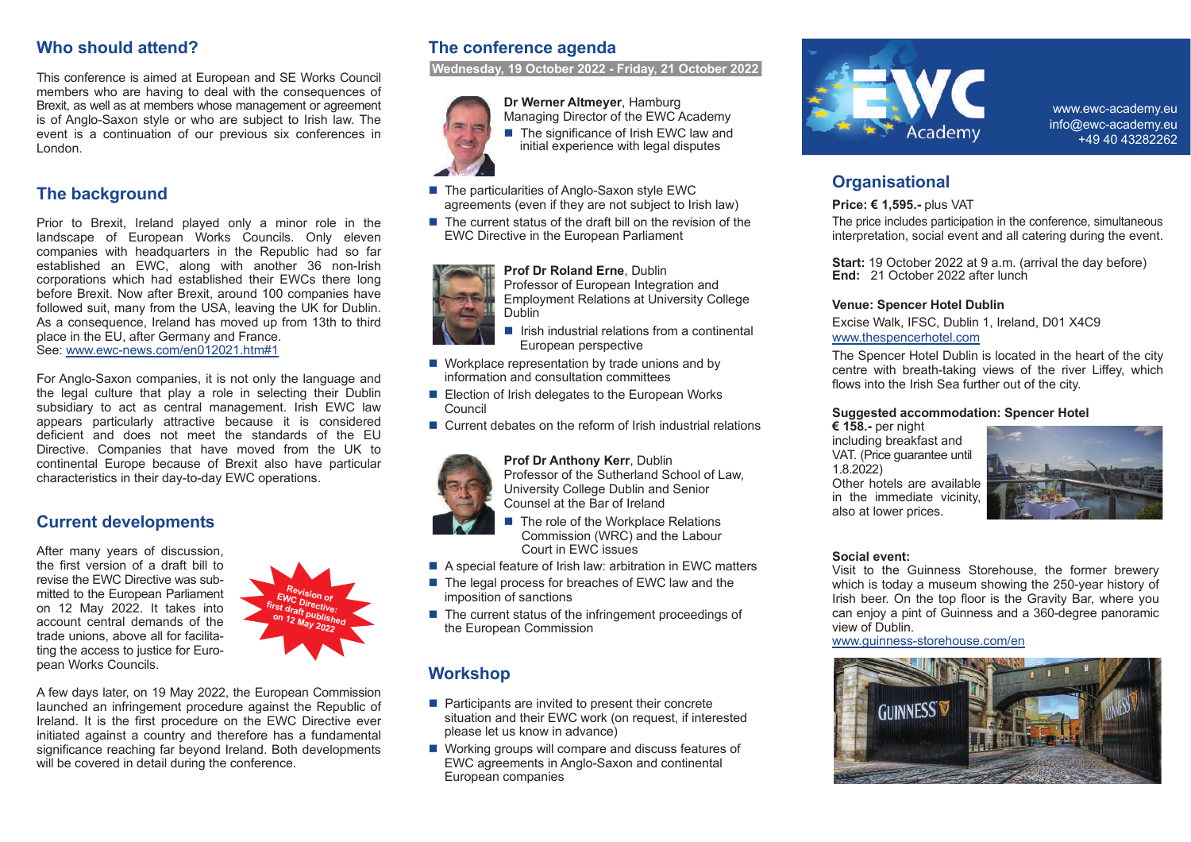## Who should attend?

This conference is aimed at European and SE Works Council members who are having to deal with the consequences of Brexit, as well as at members whose management or agreement is of Anglo-Saxon style or who are subject to Irish law. The event is a continuation of our previous six conferences in London.

## The background

Prior to Brexit, Ireland played only a minor role in the landscape of European Works Councils. Only eleven companies with headquarters in the Republic had so far established an EWC, along with another 36 non-Irish corporations which had established their EWCs there long before Brexit. Now after Brexit, around 100 companies have followed suit, many from the USA, leaving the UK for Dublin. As a consequence, Ireland has moved up from 13th to third place in the EU, after Germany and France.
See: www.ewc-news.com/en012021.htm#1

For Anglo-Saxon companies, it is not only the language and the legal culture that play a role in selecting their Dublin subsidiary to act as central management. Irish EWC law appears particularly attractive because it is considered deficient and does not meet the standards of the EU Directive. Companies that have moved from the UK to continental Europe because of Brexit also have particular characteristics in their day-to-day EWC operations.

## Current developments

After many years of discussion, the first version of a draft bill to revise the EWC Directive was submitted to the European Parliament on 12 May 2022. It takes into account central demands of the trade unions, above all for facilitating the access to justice for European Works Councils.

**Revision of EWC Directive: first draft published on 12 May 2022**

A few days later, on 19 May 2022, the European Commission launched an infringement procedure against the Republic of Ireland. It is the first procedure on the EWC Directive ever initiated against a country and therefore has a fundamental significance reaching far beyond Ireland. Both developments will be covered in detail during the conference.

## The conference agenda

**Wednesday, 19 October 2022 - Friday, 21 October 2022**

**Dr Werner Altmeyer**, Hamburg
Managing Director of the EWC Academy

- The significance of Irish EWC law and initial experience with legal disputes
- The particularities of Anglo-Saxon style EWC agreements (even if they are not subject to Irish law)
- The current status of the draft bill on the revision of the EWC Directive in the European Parliament

**Prof Dr Roland Erne**, Dublin
Professor of European Integration and Employment Relations at University College Dublin

- Irish industrial relations from a continental European perspective
- Workplace representation by trade unions and by information and consultation committees
- Election of Irish delegates to the European Works Council
- Current debates on the reform of Irish industrial relations

**Prof Dr Anthony Kerr**, Dublin
Professor of the Sutherland School of Law, University College Dublin and Senior Counsel at the Bar of Ireland

- The role of the Workplace Relations Commission (WRC) and the Labour Court in EWC issues
- A special feature of Irish law: arbitration in EWC matters
- The legal process for breaches of EWC law and the imposition of sanctions
- The current status of the infringement proceedings of the European Commission

## Workshop

- Participants are invited to present their concrete situation and their EWC work (on request, if interested please let us know in advance)
- Working groups will compare and discuss features of EWC agreements in Anglo-Saxon and continental European companies

EWC Academy

www.ewc-academy.eu
info@ewc-academy.eu
+49 40 43282262

## Organisational

**Price: € 1,595.-** plus VAT

The price includes participation in the conference, simultaneous interpretation, social event and all catering during the event.

**Start:** 19 October 2022 at 9 a.m. (arrival the day before)
**End:** 21 October 2022 after lunch

**Venue: Spencer Hotel Dublin**

Excise Walk, IFSC, Dublin 1, Ireland, D01 X4C9
www.thespencerhotel.com

The Spencer Hotel Dublin is located in the heart of the city centre with breath-taking views of the river Liffey, which flows into the Irish Sea further out of the city.

**Suggested accommodation: Spencer Hotel**

**€ 158.-** per night including breakfast and VAT. (Price guarantee until 1.8.2022)
Other hotels are available in the immediate vicinity, also at lower prices.

**Social event:**

Visit to the Guinness Storehouse, the former brewery which is today a museum showing the 250-year history of Irish beer. On the top floor is the Gravity Bar, where you can enjoy a pint of Guinness and a 360-degree panoramic view of Dublin.
www.guinness-storehouse.com/en